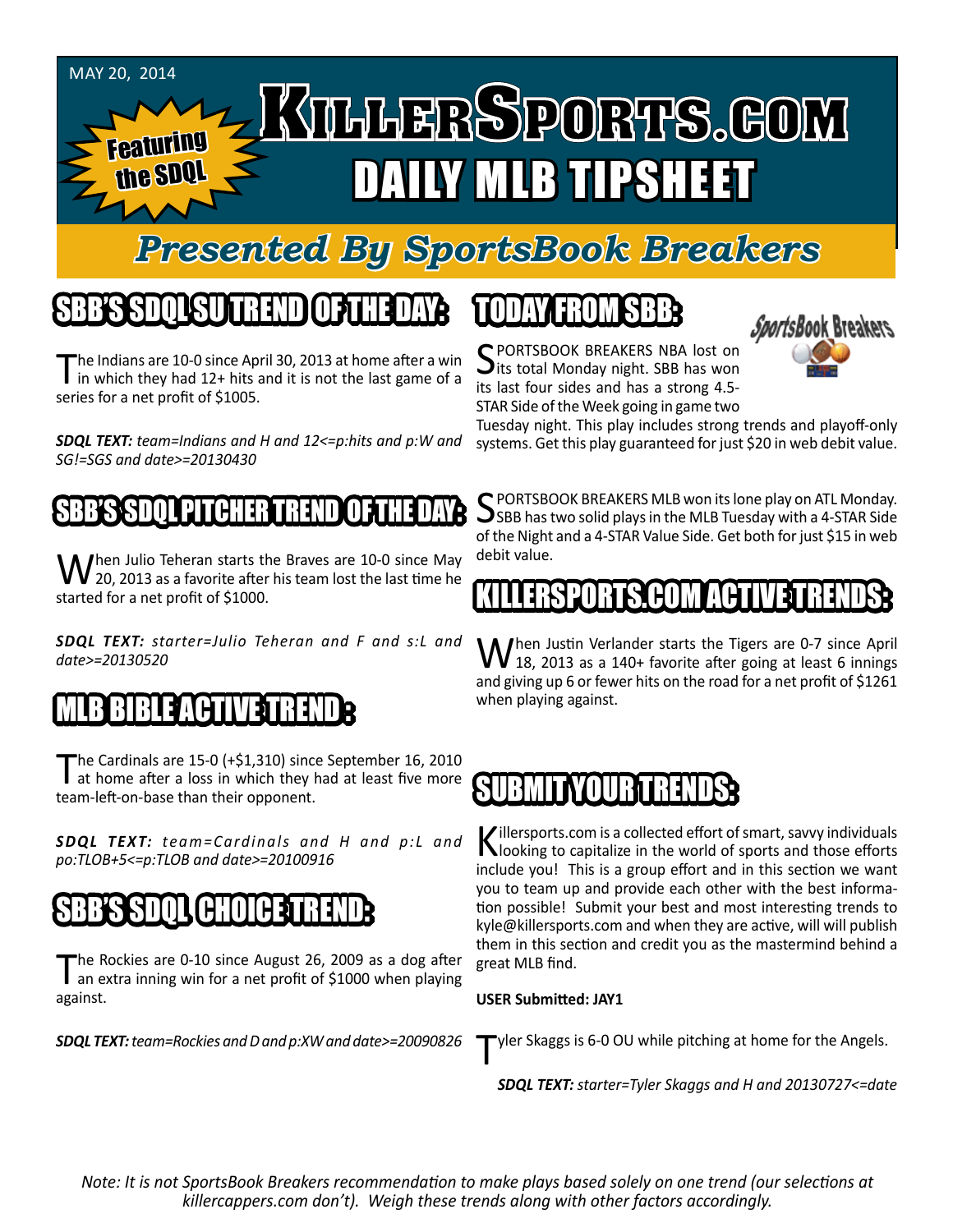MAY 20, 2014

# KILLERSPORTS.COM DAILY MLB TIPSHEET

Featuring the SDQL

## Presented By SportsBook Breakers

## SBB'S SDQL SU TREND OF THE DAY:

The Indians are 10-0 since April 30, 2013 at home after a win in which they had 12+ hits and it is not the last game of a series for a net profit of $1005.

***SDQL TEXT:*** *team=Indians and H and 12<=p:hits and p:W and SG!=SGS and date>=20130430*

## SBB'S SDQL PITCHER TREND OF THE DAY:

When Julio Teheran starts the Braves are 10-0 since May 20, 2013 as a favorite after his team lost the last time he started for a net profit of $1000.

***SDQL TEXT:*** *starter=Julio Teheran and F and s:L and date>=20130520*

## MLB BIBLE ACTIVE TREND :

The Cardinals are 15-0 (+$1,310) since September 16, 2010 at home after a loss in which they had at least five more team-left-on-base than their opponent.

***SDQL TEXT:*** *team=Cardinals and H and p:L and po:TLOB+5<=p:TLOB and date>=20100916*

## SBB'S SDQL CHOICE TREND:

The Rockies are 0-10 since August 26, 2009 as a dog after an extra inning win for a net profit of $1000 when playing against.

***SDQL TEXT:*** *team=Rockies and D and p:XW and date>=20090826*

## TODAY FROM SBB:

SPORTSBOOK BREAKERS NBA lost on its total Monday night. SBB has won its last four sides and has a strong 4.5-STAR Side of the Week going in game two Tuesday night. This play includes strong trends and playoff-only systems. Get this play guaranteed for just $20 in web debit value.

SPORTSBOOK BREAKERS MLB won its lone play on ATL Monday. SBB has two solid plays in the MLB Tuesday with a 4-STAR Side of the Night and a 4-STAR Value Side. Get both for just $15 in web debit value.

## KILLERSPORTS.COM ACTIVE TRENDS:

When Justin Verlander starts the Tigers are 0-7 since April 18, 2013 as a 140+ favorite after going at least 6 innings and giving up 6 or fewer hits on the road for a net profit of $1261 when playing against.

## SUBMIT YOUR TRENDS:

Killersports.com is a collected effort of smart, savvy individuals looking to capitalize in the world of sports and those efforts include you! This is a group effort and in this section we want you to team up and provide each other with the best information possible! Submit your best and most interesting trends to kyle@killersports.com and when they are active, will will publish them in this section and credit you as the mastermind behind a great MLB find.

**USER Submitted: JAY1**

Tyler Skaggs is 6-0 OU while pitching at home for the Angels.

***SDQL TEXT:*** *starter=Tyler Skaggs and H and 20130727<=date*

*Note: It is not SportsBook Breakers recommendation to make plays based solely on one trend (our selections at killercappers.com don't). Weigh these trends along with other factors accordingly.*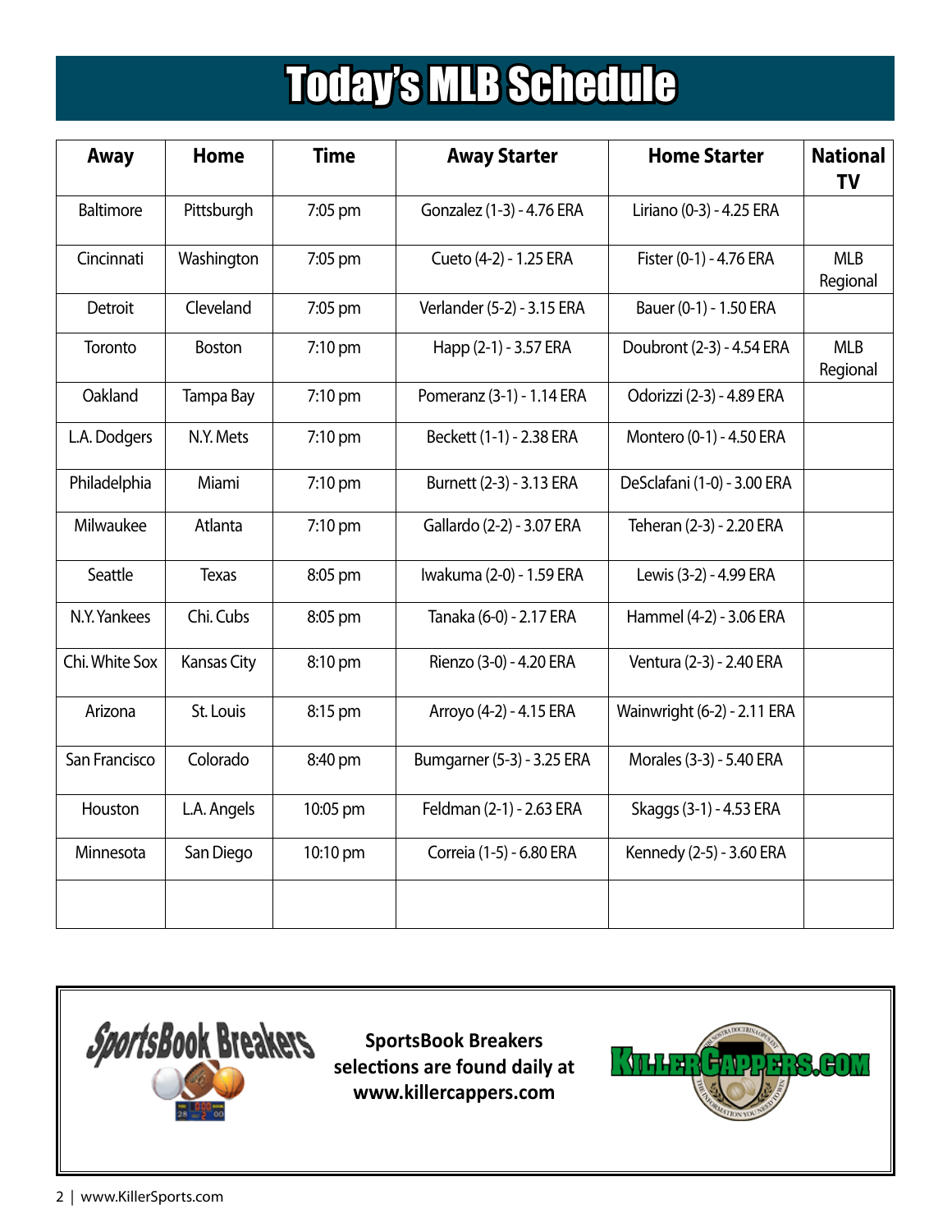# Today's MLB Schedule

| Away | Home | Time | Away Starter | Home Starter | National TV |
|---|---|---|---|---|---|
| Baltimore | Pittsburgh | 7:05 pm | Gonzalez (1-3) - 4.76 ERA | Liriano (0-3) - 4.25 ERA | |
| Cincinnati | Washington | 7:05 pm | Cueto (4-2) - 1.25 ERA | Fister (0-1) - 4.76 ERA | MLB Regional |
| Detroit | Cleveland | 7:05 pm | Verlander (5-2) - 3.15 ERA | Bauer (0-1) - 1.50 ERA | |
| Toronto | Boston | 7:10 pm | Happ (2-1) - 3.57 ERA | Doubront (2-3) - 4.54 ERA | MLB Regional |
| Oakland | Tampa Bay | 7:10 pm | Pomeranz (3-1) - 1.14 ERA | Odorizzi (2-3) - 4.89 ERA | |
| L.A. Dodgers | N.Y. Mets | 7:10 pm | Beckett (1-1) - 2.38 ERA | Montero (0-1) - 4.50 ERA | |
| Philadelphia | Miami | 7:10 pm | Burnett (2-3) - 3.13 ERA | DeSclafani (1-0) - 3.00 ERA | |
| Milwaukee | Atlanta | 7:10 pm | Gallardo (2-2) - 3.07 ERA | Teheran (2-3) - 2.20 ERA | |
| Seattle | Texas | 8:05 pm | Iwakuma (2-0) - 1.59 ERA | Lewis (3-2) - 4.99 ERA | |
| N.Y. Yankees | Chi. Cubs | 8:05 pm | Tanaka (6-0) - 2.17 ERA | Hammel (4-2) - 3.06 ERA | |
| Chi. White Sox | Kansas City | 8:10 pm | Rienzo (3-0) - 4.20 ERA | Ventura (2-3) - 2.40 ERA | |
| Arizona | St. Louis | 8:15 pm | Arroyo (4-2) - 4.15 ERA | Wainwright (6-2) - 2.11 ERA | |
| San Francisco | Colorado | 8:40 pm | Bumgarner (5-3) - 3.25 ERA | Morales (3-3) - 5.40 ERA | |
| Houston | L.A. Angels | 10:05 pm | Feldman (2-1) - 2.63 ERA | Skaggs (3-1) - 4.53 ERA | |
| Minnesota | San Diego | 10:10 pm | Correia (1-5) - 6.80 ERA | Kennedy (2-5) - 3.60 ERA | |
| | | | | | |

SportsBook Breakers

**SportsBook Breakers selections are found daily at www.killercappers.com**

KILLERCAPPERS.COM

www.KillerSports.com